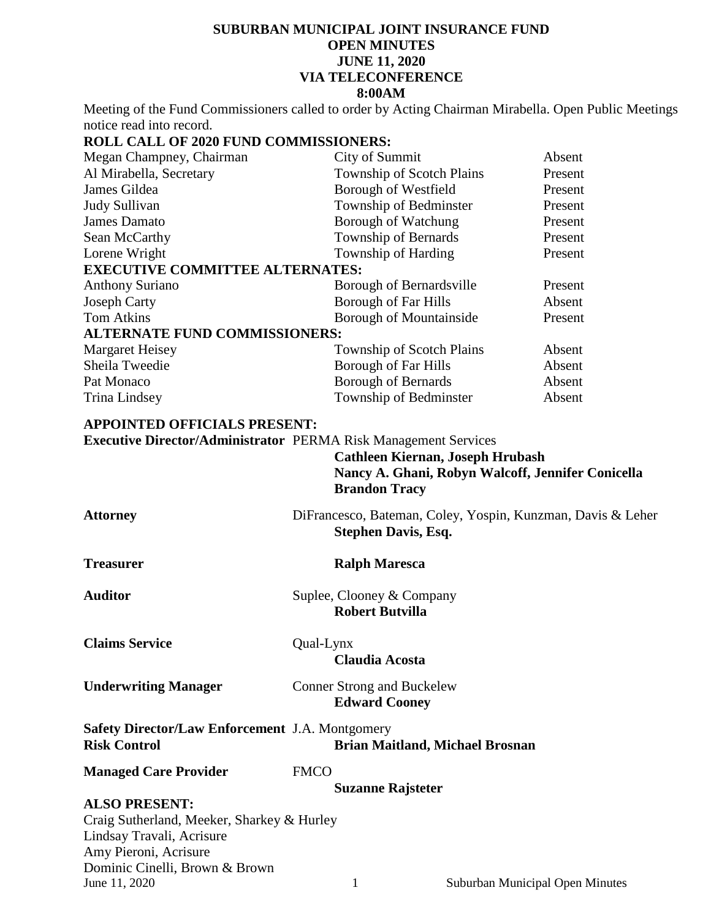# SUBURBAN MUNICIPAL JOINT INSURANCE FUND
## OPEN MINUTES
## JUNE 11, 2020
## VIA TELECONFERENCE
## 8:00AM

Meeting of the Fund Commissioners called to order by Acting Chairman Mirabella. Open Public Meetings notice read into record.

**ROLL CALL OF 2020 FUND COMMISSIONERS:**

| | | |
|---|---|---|
| Megan Champney, Chairman | City of Summit | Absent |
| Al Mirabella, Secretary | Township of Scotch Plains | Present |
| James Gildea | Borough of Westfield | Present |
| Judy Sullivan | Township of Bedminster | Present |
| James Damato | Borough of Watchung | Present |
| Sean McCarthy | Township of Bernards | Present |
| Lorene Wright | Township of Harding | Present |
| **EXECUTIVE COMMITTEE ALTERNATES:** | | |
| Anthony Suriano | Borough of Bernardsville | Present |
| Joseph Carty | Borough of Far Hills | Absent |
| Tom Atkins | Borough of Mountainside | Present |
| **ALTERNATE FUND COMMISSIONERS:** | | |
| Margaret Heisey | Township of Scotch Plains | Absent |
| Sheila Tweedie | Borough of Far Hills | Absent |
| Pat Monaco | Borough of Bernards | Absent |
| Trina Lindsey | Township of Bedminster | Absent |

**APPOINTED OFFICIALS PRESENT:**

**Executive Director/Administrator** PERMA Risk Management Services
**Cathleen Kiernan, Joseph Hrubash**
**Nancy A. Ghani, Robyn Walcoff, Jennifer Conicella**
**Brandon Tracy**

**Attorney** DiFrancesco, Bateman, Coley, Yospin, Kunzman, Davis & Leher
**Stephen Davis, Esq.**

**Treasurer** **Ralph Maresca**

**Auditor** Suplee, Clooney & Company
**Robert Butvilla**

**Claims Service** Qual-Lynx
**Claudia Acosta**

**Underwriting Manager** Conner Strong and Buckelew
**Edward Cooney**

**Safety Director/Law Enforcement** J.A. Montgomery
**Risk Control** **Brian Maitland, Michael Brosnan**

**Managed Care Provider** FMCO
**Suzanne Rajsteter**

**ALSO PRESENT:**
Craig Sutherland, Meeker, Sharkey & Hurley
Lindsay Travali, Acrisure
Amy Pieroni, Acrisure
Dominic Cinelli, Brown & Brown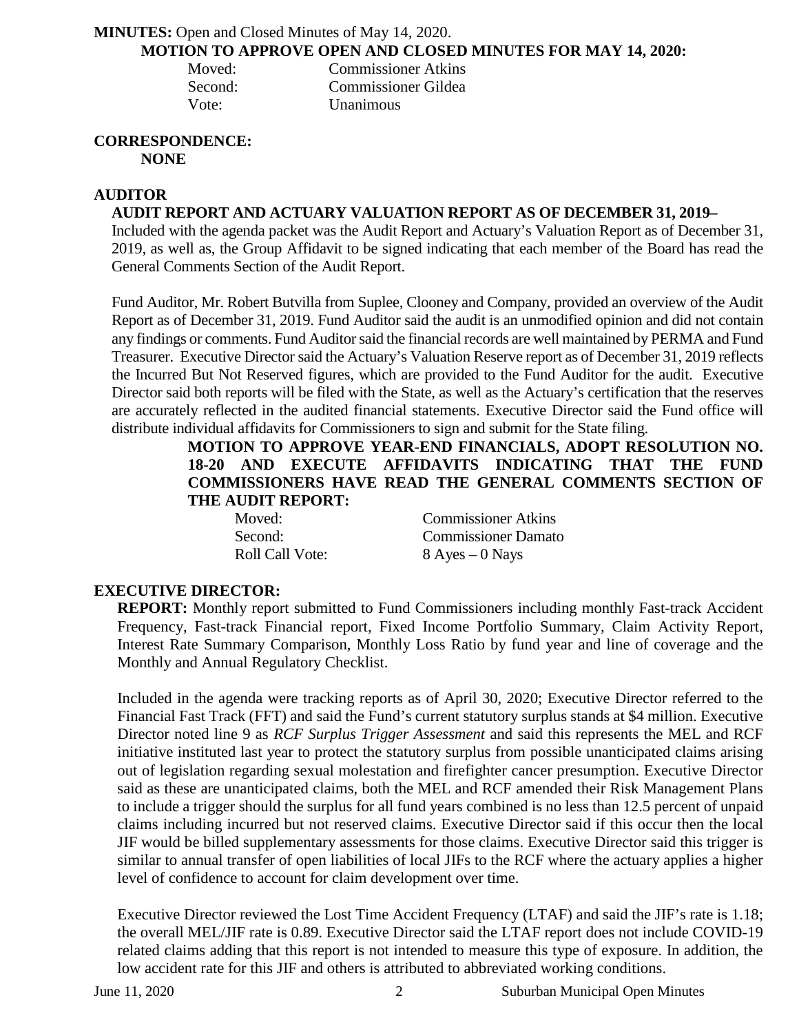**MINUTES:** Open and Closed Minutes of May 14, 2020.

**MOTION TO APPROVE OPEN AND CLOSED MINUTES FOR MAY 14, 2020:**

| | |
|---|---|
| Moved: | Commissioner Atkins |
| Second: | Commissioner Gildea |
| Vote: | Unanimous |

**CORRESPONDENCE:**

**NONE**

**AUDITOR**

**AUDIT REPORT AND ACTUARY VALUATION REPORT AS OF DECEMBER 31, 2019–**

Included with the agenda packet was the Audit Report and Actuary's Valuation Report as of December 31, 2019, as well as, the Group Affidavit to be signed indicating that each member of the Board has read the General Comments Section of the Audit Report.

Fund Auditor, Mr. Robert Butvilla from Suplee, Clooney and Company, provided an overview of the Audit Report as of December 31, 2019. Fund Auditor said the audit is an unmodified opinion and did not contain any findings or comments. Fund Auditor said the financial records are well maintained by PERMA and Fund Treasurer. Executive Director said the Actuary's Valuation Reserve report as of December 31, 2019 reflects the Incurred But Not Reserved figures, which are provided to the Fund Auditor for the audit. Executive Director said both reports will be filed with the State, as well as the Actuary's certification that the reserves are accurately reflected in the audited financial statements. Executive Director said the Fund office will distribute individual affidavits for Commissioners to sign and submit for the State filing.

**MOTION TO APPROVE YEAR-END FINANCIALS, ADOPT RESOLUTION NO. 18-20 AND EXECUTE AFFIDAVITS INDICATING THAT THE FUND COMMISSIONERS HAVE READ THE GENERAL COMMENTS SECTION OF THE AUDIT REPORT:**

| | |
|---|---|
| Moved: | Commissioner Atkins |
| Second: | Commissioner Damato |
| Roll Call Vote: | 8 Ayes – 0 Nays |

**EXECUTIVE DIRECTOR:**

**REPORT:** Monthly report submitted to Fund Commissioners including monthly Fast-track Accident Frequency, Fast-track Financial report, Fixed Income Portfolio Summary, Claim Activity Report, Interest Rate Summary Comparison, Monthly Loss Ratio by fund year and line of coverage and the Monthly and Annual Regulatory Checklist.

Included in the agenda were tracking reports as of April 30, 2020; Executive Director referred to the Financial Fast Track (FFT) and said the Fund's current statutory surplus stands at $4 million. Executive Director noted line 9 as *RCF Surplus Trigger Assessment* and said this represents the MEL and RCF initiative instituted last year to protect the statutory surplus from possible unanticipated claims arising out of legislation regarding sexual molestation and firefighter cancer presumption. Executive Director said as these are unanticipated claims, both the MEL and RCF amended their Risk Management Plans to include a trigger should the surplus for all fund years combined is no less than 12.5 percent of unpaid claims including incurred but not reserved claims. Executive Director said if this occur then the local JIF would be billed supplementary assessments for those claims. Executive Director said this trigger is similar to annual transfer of open liabilities of local JIFs to the RCF where the actuary applies a higher level of confidence to account for claim development over time.

Executive Director reviewed the Lost Time Accident Frequency (LTAF) and said the JIF's rate is 1.18; the overall MEL/JIF rate is 0.89. Executive Director said the LTAF report does not include COVID-19 related claims adding that this report is not intended to measure this type of exposure. In addition, the low accident rate for this JIF and others is attributed to abbreviated working conditions.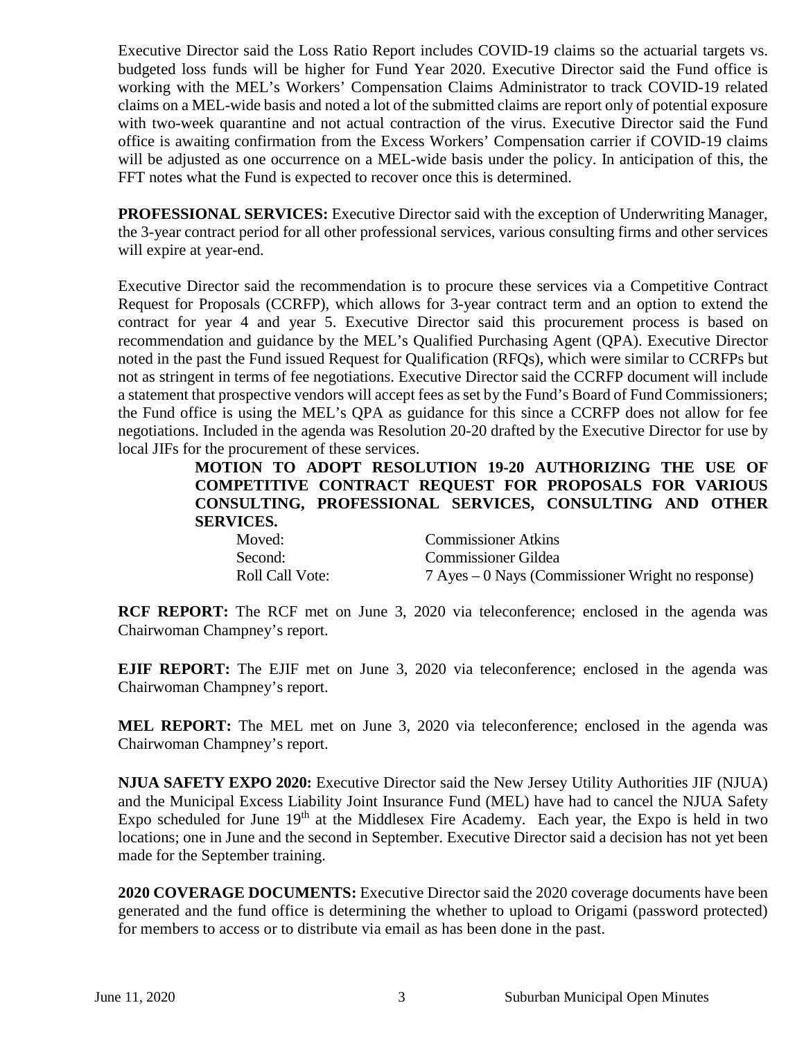Executive Director said the Loss Ratio Report includes COVID-19 claims so the actuarial targets vs. budgeted loss funds will be higher for Fund Year 2020. Executive Director said the Fund office is working with the MEL's Workers' Compensation Claims Administrator to track COVID-19 related claims on a MEL-wide basis and noted a lot of the submitted claims are report only of potential exposure with two-week quarantine and not actual contraction of the virus. Executive Director said the Fund office is awaiting confirmation from the Excess Workers' Compensation carrier if COVID-19 claims will be adjusted as one occurrence on a MEL-wide basis under the policy. In anticipation of this, the FFT notes what the Fund is expected to recover once this is determined.

**PROFESSIONAL SERVICES:** Executive Director said with the exception of Underwriting Manager, the 3-year contract period for all other professional services, various consulting firms and other services will expire at year-end.

Executive Director said the recommendation is to procure these services via a Competitive Contract Request for Proposals (CCRFP), which allows for 3-year contract term and an option to extend the contract for year 4 and year 5. Executive Director said this procurement process is based on recommendation and guidance by the MEL's Qualified Purchasing Agent (QPA). Executive Director noted in the past the Fund issued Request for Qualification (RFQs), which were similar to CCRFPs but not as stringent in terms of fee negotiations. Executive Director said the CCRFP document will include a statement that prospective vendors will accept fees as set by the Fund's Board of Fund Commissioners; the Fund office is using the MEL's QPA as guidance for this since a CCRFP does not allow for fee negotiations. Included in the agenda was Resolution 20-20 drafted by the Executive Director for use by local JIFs for the procurement of these services.

**MOTION TO ADOPT RESOLUTION 19-20 AUTHORIZING THE USE OF COMPETITIVE CONTRACT REQUEST FOR PROPOSALS FOR VARIOUS CONSULTING, PROFESSIONAL SERVICES, CONSULTING AND OTHER SERVICES.**

Moved: Commissioner Atkins
Second: Commissioner Gildea
Roll Call Vote: 7 Ayes – 0 Nays (Commissioner Wright no response)

**RCF REPORT:** The RCF met on June 3, 2020 via teleconference; enclosed in the agenda was Chairwoman Champney's report.

**EJIF REPORT:** The EJIF met on June 3, 2020 via teleconference; enclosed in the agenda was Chairwoman Champney's report.

**MEL REPORT:** The MEL met on June 3, 2020 via teleconference; enclosed in the agenda was Chairwoman Champney's report.

**NJUA SAFETY EXPO 2020:** Executive Director said the New Jersey Utility Authorities JIF (NJUA) and the Municipal Excess Liability Joint Insurance Fund (MEL) have had to cancel the NJUA Safety Expo scheduled for June 19th at the Middlesex Fire Academy. Each year, the Expo is held in two locations; one in June and the second in September. Executive Director said a decision has not yet been made for the September training.

**2020 COVERAGE DOCUMENTS:** Executive Director said the 2020 coverage documents have been generated and the fund office is determining the whether to upload to Origami (password protected) for members to access or to distribute via email as has been done in the past.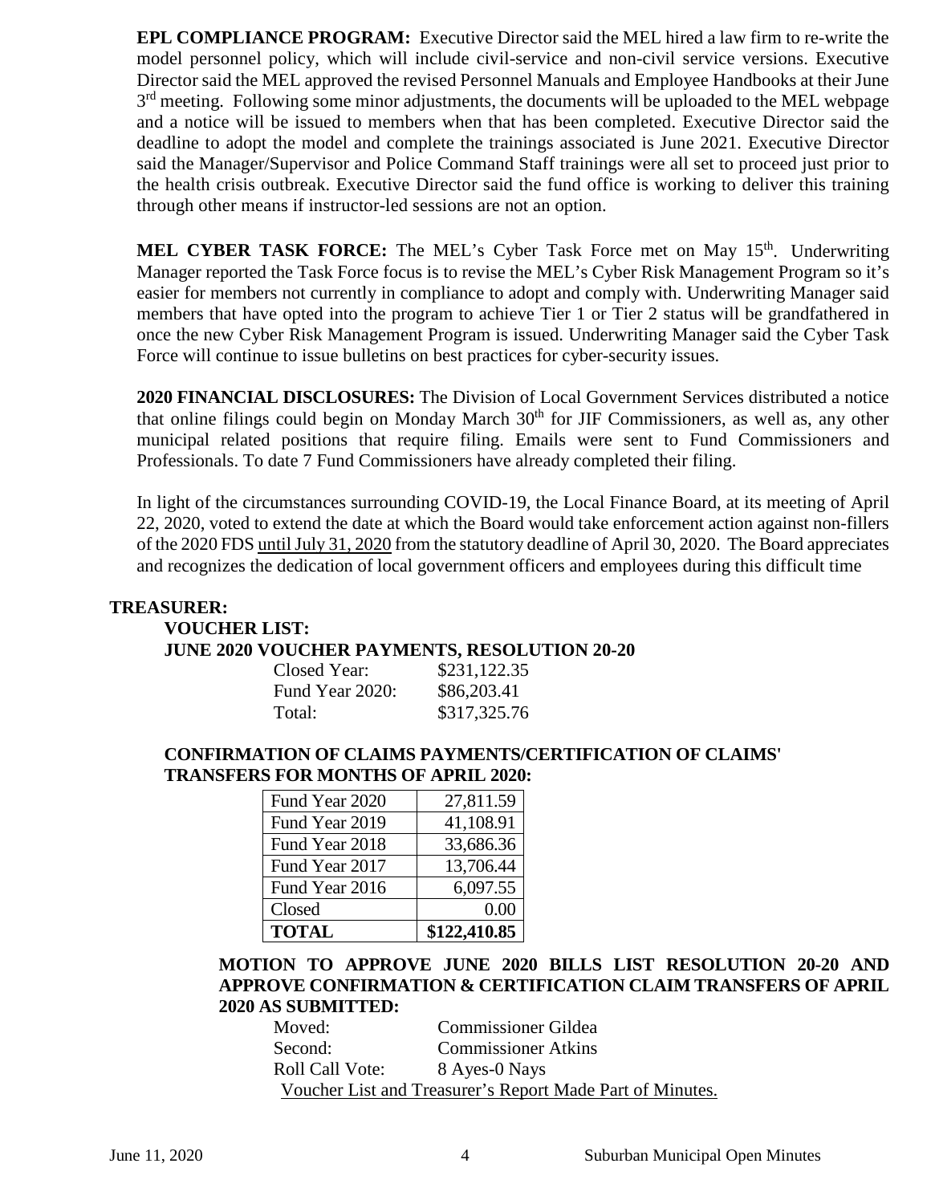**EPL COMPLIANCE PROGRAM:** Executive Director said the MEL hired a law firm to re-write the model personnel policy, which will include civil-service and non-civil service versions. Executive Director said the MEL approved the revised Personnel Manuals and Employee Handbooks at their June 3rd meeting. Following some minor adjustments, the documents will be uploaded to the MEL webpage and a notice will be issued to members when that has been completed. Executive Director said the deadline to adopt the model and complete the trainings associated is June 2021. Executive Director said the Manager/Supervisor and Police Command Staff trainings were all set to proceed just prior to the health crisis outbreak. Executive Director said the fund office is working to deliver this training through other means if instructor-led sessions are not an option.

**MEL CYBER TASK FORCE:** The MEL's Cyber Task Force met on May 15th. Underwriting Manager reported the Task Force focus is to revise the MEL's Cyber Risk Management Program so it's easier for members not currently in compliance to adopt and comply with. Underwriting Manager said members that have opted into the program to achieve Tier 1 or Tier 2 status will be grandfathered in once the new Cyber Risk Management Program is issued. Underwriting Manager said the Cyber Task Force will continue to issue bulletins on best practices for cyber-security issues.

**2020 FINANCIAL DISCLOSURES:** The Division of Local Government Services distributed a notice that online filings could begin on Monday March 30th for JIF Commissioners, as well as, any other municipal related positions that require filing. Emails were sent to Fund Commissioners and Professionals. To date 7 Fund Commissioners have already completed their filing.

In light of the circumstances surrounding COVID-19, the Local Finance Board, at its meeting of April 22, 2020, voted to extend the date at which the Board would take enforcement action against non-fillers of the 2020 FDS until July 31, 2020 from the statutory deadline of April 30, 2020. The Board appreciates and recognizes the dedication of local government officers and employees during this difficult time

**TREASURER:**

**VOUCHER LIST:**

**JUNE 2020 VOUCHER PAYMENTS, RESOLUTION 20-20**

| | |
|---|---|
| Closed Year: | $231,122.35 |
| Fund Year 2020: | $86,203.41 |
| Total: | $317,325.76 |

**CONFIRMATION OF CLAIMS PAYMENTS/CERTIFICATION OF CLAIMS' TRANSFERS FOR MONTHS OF APRIL 2020:**

| | |
|---|---|
| Fund Year 2020 | 27,811.59 |
| Fund Year 2019 | 41,108.91 |
| Fund Year 2018 | 33,686.36 |
| Fund Year 2017 | 13,706.44 |
| Fund Year 2016 | 6,097.55 |
| Closed | 0.00 |
| **TOTAL** | **$122,410.85** |

**MOTION TO APPROVE JUNE 2020 BILLS LIST RESOLUTION 20-20 AND APPROVE CONFIRMATION & CERTIFICATION CLAIM TRANSFERS OF APRIL 2020 AS SUBMITTED:**

| | |
|---|---|
| Moved: | Commissioner Gildea |
| Second: | Commissioner Atkins |
| Roll Call Vote: | 8 Ayes-0 Nays |

Voucher List and Treasurer's Report Made Part of Minutes.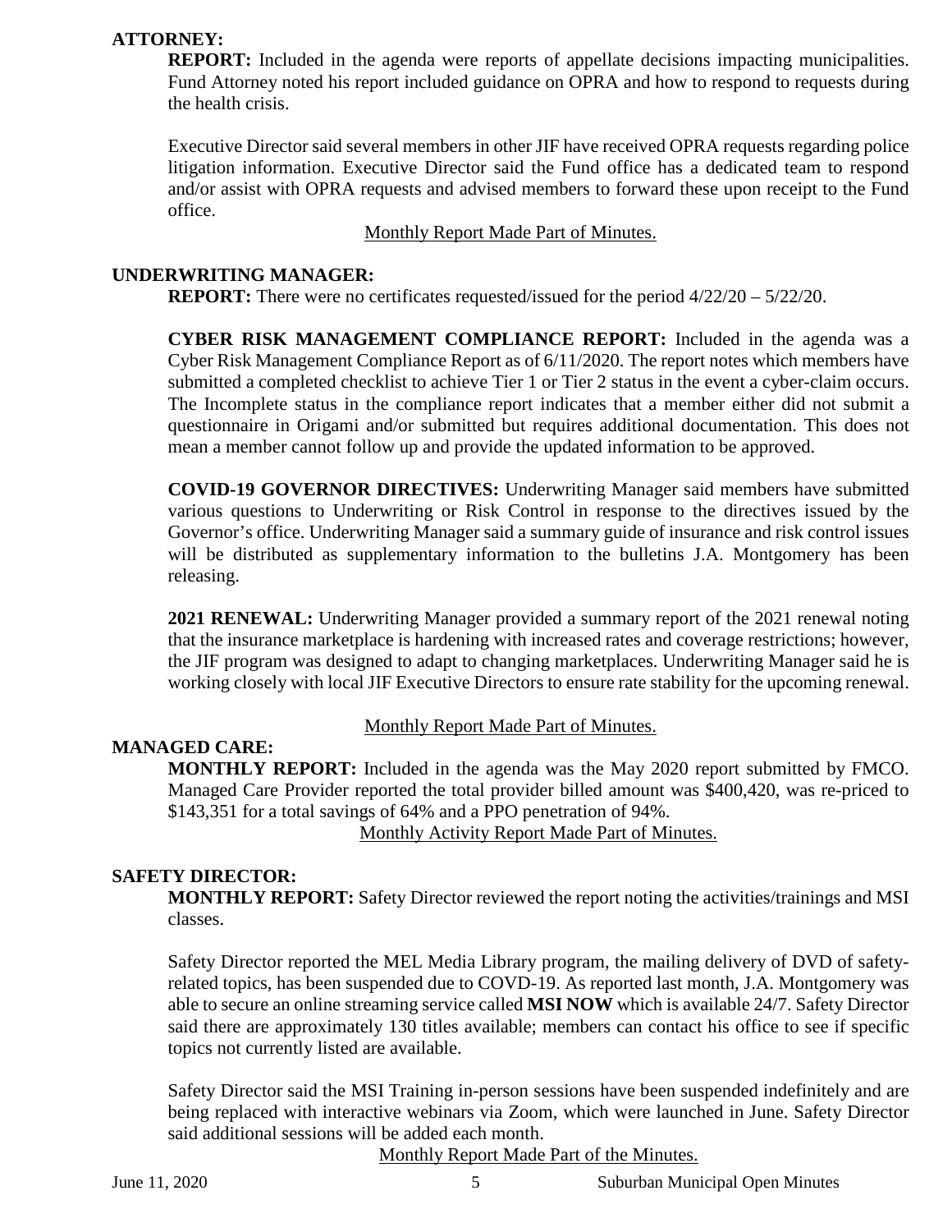### ATTORNEY:

**REPORT:** Included in the agenda were reports of appellate decisions impacting municipalities. Fund Attorney noted his report included guidance on OPRA and how to respond to requests during the health crisis.

Executive Director said several members in other JIF have received OPRA requests regarding police litigation information. Executive Director said the Fund office has a dedicated team to respond and/or assist with OPRA requests and advised members to forward these upon receipt to the Fund office.

Monthly Report Made Part of Minutes.

### UNDERWRITING MANAGER:

**REPORT:** There were no certificates requested/issued for the period 4/22/20 – 5/22/20.

**CYBER RISK MANAGEMENT COMPLIANCE REPORT:** Included in the agenda was a Cyber Risk Management Compliance Report as of 6/11/2020. The report notes which members have submitted a completed checklist to achieve Tier 1 or Tier 2 status in the event a cyber-claim occurs. The Incomplete status in the compliance report indicates that a member either did not submit a questionnaire in Origami and/or submitted but requires additional documentation. This does not mean a member cannot follow up and provide the updated information to be approved.

**COVID-19 GOVERNOR DIRECTIVES:** Underwriting Manager said members have submitted various questions to Underwriting or Risk Control in response to the directives issued by the Governor's office. Underwriting Manager said a summary guide of insurance and risk control issues will be distributed as supplementary information to the bulletins J.A. Montgomery has been releasing.

**2021 RENEWAL:** Underwriting Manager provided a summary report of the 2021 renewal noting that the insurance marketplace is hardening with increased rates and coverage restrictions; however, the JIF program was designed to adapt to changing marketplaces. Underwriting Manager said he is working closely with local JIF Executive Directors to ensure rate stability for the upcoming renewal.

Monthly Report Made Part of Minutes.

### MANAGED CARE:

**MONTHLY REPORT:** Included in the agenda was the May 2020 report submitted by FMCO. Managed Care Provider reported the total provider billed amount was $400,420, was re-priced to $143,351 for a total savings of 64% and a PPO penetration of 94%.

Monthly Activity Report Made Part of Minutes.

### SAFETY DIRECTOR:

**MONTHLY REPORT:** Safety Director reviewed the report noting the activities/trainings and MSI classes.

Safety Director reported the MEL Media Library program, the mailing delivery of DVD of safety-related topics, has been suspended due to COVD-19. As reported last month, J.A. Montgomery was able to secure an online streaming service called **MSI NOW** which is available 24/7. Safety Director said there are approximately 130 titles available; members can contact his office to see if specific topics not currently listed are available.

Safety Director said the MSI Training in-person sessions have been suspended indefinitely and are being replaced with interactive webinars via Zoom, which were launched in June. Safety Director said additional sessions will be added each month.

Monthly Report Made Part of the Minutes.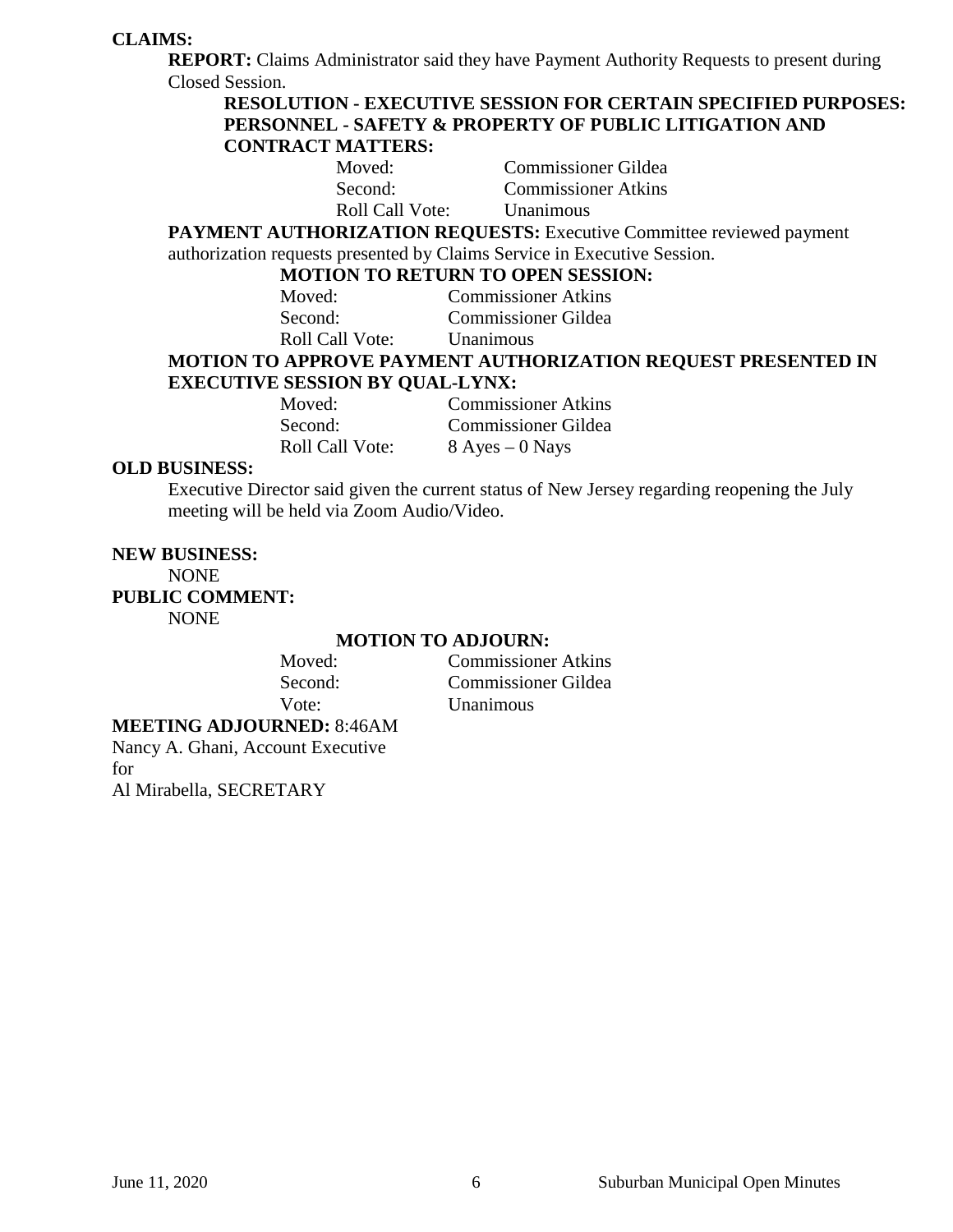**CLAIMS:**

**REPORT:** Claims Administrator said they have Payment Authority Requests to present during Closed Session.

**RESOLUTION - EXECUTIVE SESSION FOR CERTAIN SPECIFIED PURPOSES: PERSONNEL - SAFETY & PROPERTY OF PUBLIC LITIGATION AND CONTRACT MATTERS:**

Moved: Commissioner Gildea
Second: Commissioner Atkins
Roll Call Vote: Unanimous

**PAYMENT AUTHORIZATION REQUESTS:** Executive Committee reviewed payment authorization requests presented by Claims Service in Executive Session.

**MOTION TO RETURN TO OPEN SESSION:**

Moved: Commissioner Atkins
Second: Commissioner Gildea
Roll Call Vote: Unanimous

**MOTION TO APPROVE PAYMENT AUTHORIZATION REQUEST PRESENTED IN EXECUTIVE SESSION BY QUAL-LYNX:**

Moved: Commissioner Atkins
Second: Commissioner Gildea
Roll Call Vote: 8 Ayes – 0 Nays

**OLD BUSINESS:**

Executive Director said given the current status of New Jersey regarding reopening the July meeting will be held via Zoom Audio/Video.

**NEW BUSINESS:**

NONE

**PUBLIC COMMENT:**

NONE

**MOTION TO ADJOURN:**

Moved: Commissioner Atkins
Second: Commissioner Gildea
Vote: Unanimous

**MEETING ADJOURNED:** 8:46AM

Nancy A. Ghani, Account Executive
for
Al Mirabella, SECRETARY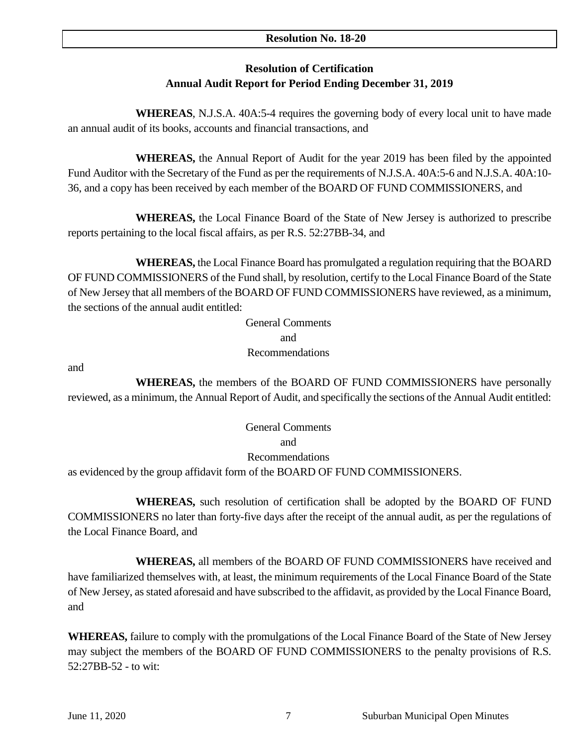**Resolution No. 18-20**

**Resolution of Certification**
**Annual Audit Report for Period Ending December 31, 2019**

**WHEREAS**, N.J.S.A. 40A:5-4 requires the governing body of every local unit to have made an annual audit of its books, accounts and financial transactions, and

**WHEREAS,** the Annual Report of Audit for the year 2019 has been filed by the appointed Fund Auditor with the Secretary of the Fund as per the requirements of N.J.S.A. 40A:5-6 and N.J.S.A. 40A:10-36, and a copy has been received by each member of the BOARD OF FUND COMMISSIONERS, and

**WHEREAS,** the Local Finance Board of the State of New Jersey is authorized to prescribe reports pertaining to the local fiscal affairs, as per R.S. 52:27BB-34, and

**WHEREAS,** the Local Finance Board has promulgated a regulation requiring that the BOARD OF FUND COMMISSIONERS of the Fund shall, by resolution, certify to the Local Finance Board of the State of New Jersey that all members of the BOARD OF FUND COMMISSIONERS have reviewed, as a minimum, the sections of the annual audit entitled:

General Comments
and
Recommendations

and

**WHEREAS,** the members of the BOARD OF FUND COMMISSIONERS have personally reviewed, as a minimum, the Annual Report of Audit, and specifically the sections of the Annual Audit entitled:

General Comments
and
Recommendations

as evidenced by the group affidavit form of the BOARD OF FUND COMMISSIONERS.

**WHEREAS,** such resolution of certification shall be adopted by the BOARD OF FUND COMMISSIONERS no later than forty-five days after the receipt of the annual audit, as per the regulations of the Local Finance Board, and

**WHEREAS,** all members of the BOARD OF FUND COMMISSIONERS have received and have familiarized themselves with, at least, the minimum requirements of the Local Finance Board of the State of New Jersey, as stated aforesaid and have subscribed to the affidavit, as provided by the Local Finance Board, and

**WHEREAS,** failure to comply with the promulgations of the Local Finance Board of the State of New Jersey may subject the members of the BOARD OF FUND COMMISSIONERS to the penalty provisions of R.S. 52:27BB-52 - to wit: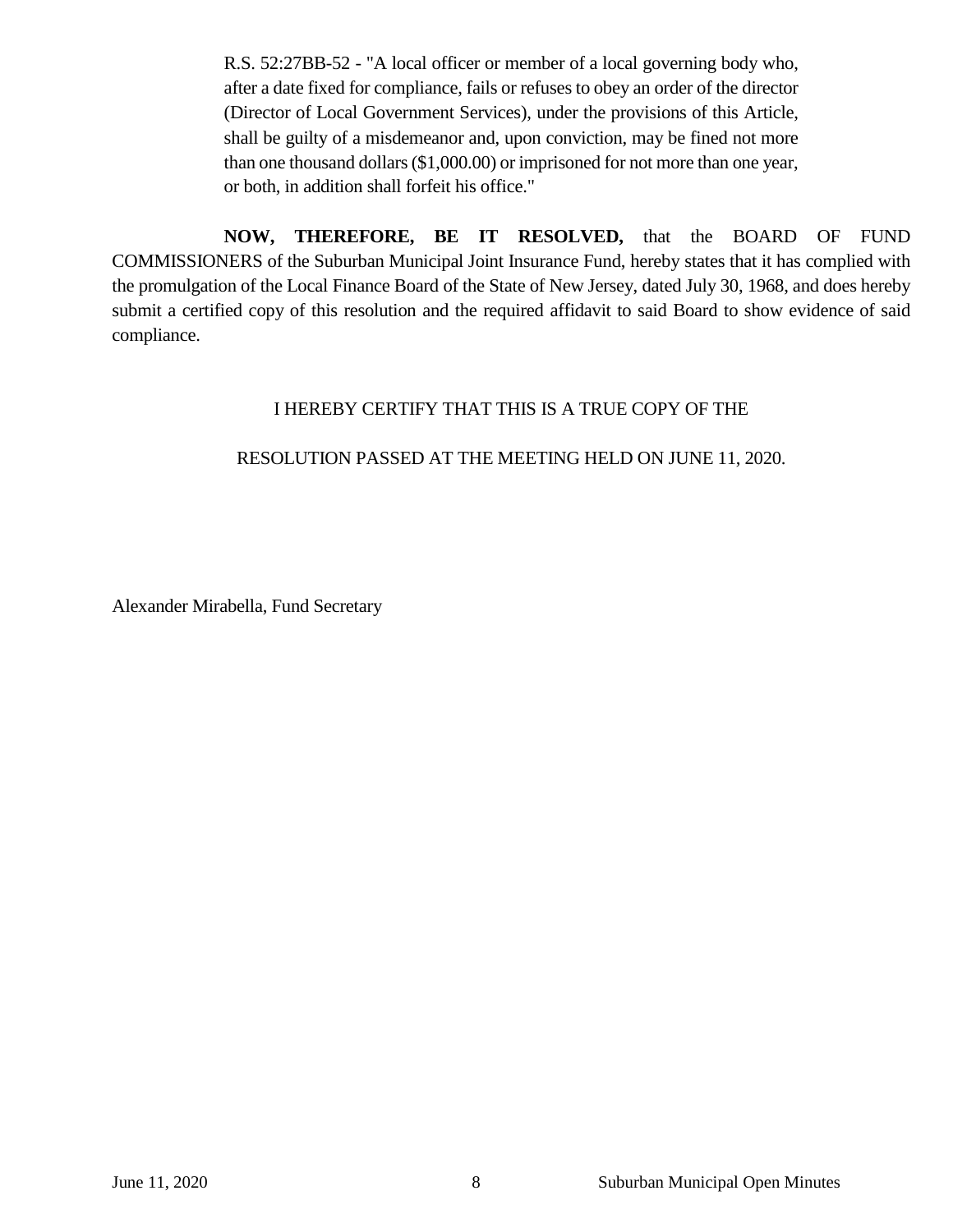> R.S. 52:27BB-52 - "A local officer or member of a local governing body who, after a date fixed for compliance, fails or refuses to obey an order of the director (Director of Local Government Services), under the provisions of this Article, shall be guilty of a misdemeanor and, upon conviction, may be fined not more than one thousand dollars ($1,000.00) or imprisoned for not more than one year, or both, in addition shall forfeit his office."

**NOW, THEREFORE, BE IT RESOLVED,** that the BOARD OF FUND COMMISSIONERS of the Suburban Municipal Joint Insurance Fund, hereby states that it has complied with the promulgation of the Local Finance Board of the State of New Jersey, dated July 30, 1968, and does hereby submit a certified copy of this resolution and the required affidavit to said Board to show evidence of said compliance.

I HEREBY CERTIFY THAT THIS IS A TRUE COPY OF THE

RESOLUTION PASSED AT THE MEETING HELD ON JUNE 11, 2020.

Alexander Mirabella, Fund Secretary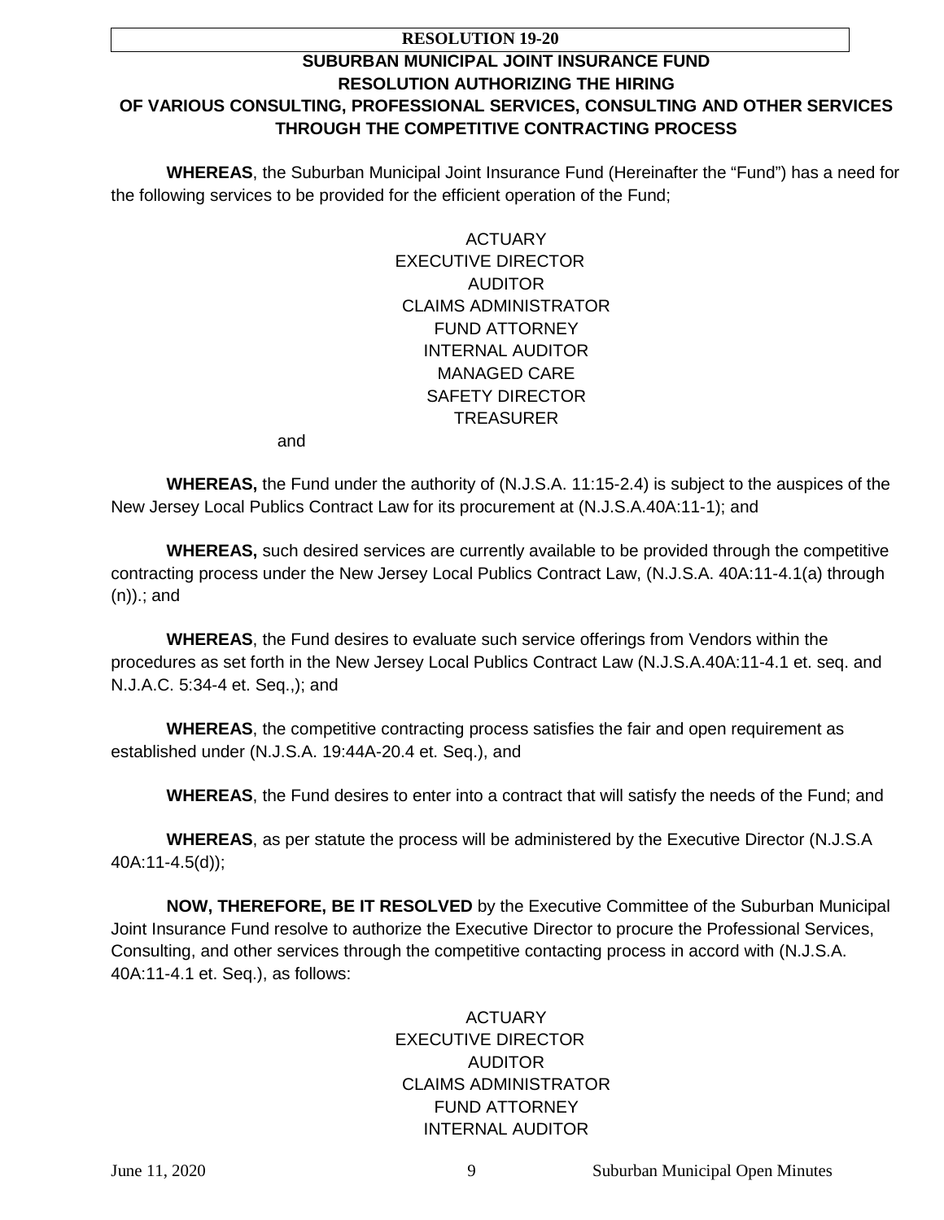**RESOLUTION 19-20**

**SUBURBAN MUNICIPAL JOINT INSURANCE FUND**
**RESOLUTION AUTHORIZING THE HIRING**
**OF VARIOUS CONSULTING, PROFESSIONAL SERVICES, CONSULTING AND OTHER SERVICES**
**THROUGH THE COMPETITIVE CONTRACTING PROCESS**

**WHEREAS**, the Suburban Municipal Joint Insurance Fund (Hereinafter the "Fund") has a need for the following services to be provided for the efficient operation of the Fund;

ACTUARY
EXECUTIVE DIRECTOR
AUDITOR
CLAIMS ADMINISTRATOR
FUND ATTORNEY
INTERNAL AUDITOR
MANAGED CARE
SAFETY DIRECTOR
TREASURER

and

**WHEREAS,** the Fund under the authority of (N.J.S.A. 11:15-2.4) is subject to the auspices of the New Jersey Local Publics Contract Law for its procurement at (N.J.S.A.40A:11-1); and

**WHEREAS,** such desired services are currently available to be provided through the competitive contracting process under the New Jersey Local Publics Contract Law, (N.J.S.A. 40A:11-4.1(a) through (n)).; and

**WHEREAS**, the Fund desires to evaluate such service offerings from Vendors within the procedures as set forth in the New Jersey Local Publics Contract Law (N.J.S.A.40A:11-4.1 et. seq. and N.J.A.C. 5:34-4 et. Seq.,); and

**WHEREAS**, the competitive contracting process satisfies the fair and open requirement as established under (N.J.S.A. 19:44A-20.4 et. Seq.), and

**WHEREAS**, the Fund desires to enter into a contract that will satisfy the needs of the Fund; and

**WHEREAS**, as per statute the process will be administered by the Executive Director (N.J.S.A 40A:11-4.5(d));

**NOW, THEREFORE, BE IT RESOLVED** by the Executive Committee of the Suburban Municipal Joint Insurance Fund resolve to authorize the Executive Director to procure the Professional Services, Consulting, and other services through the competitive contacting process in accord with (N.J.S.A. 40A:11-4.1 et. Seq.), as follows:

ACTUARY
EXECUTIVE DIRECTOR
AUDITOR
CLAIMS ADMINISTRATOR
FUND ATTORNEY
INTERNAL AUDITOR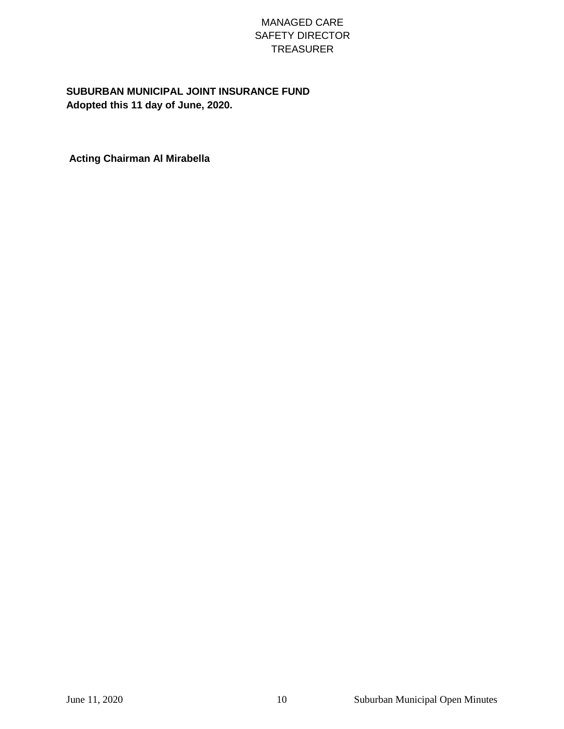MANAGED CARE
SAFETY DIRECTOR
TREASURER

**SUBURBAN MUNICIPAL JOINT INSURANCE FUND**
**Adopted this 11 day of June, 2020.**

**Acting Chairman Al Mirabella**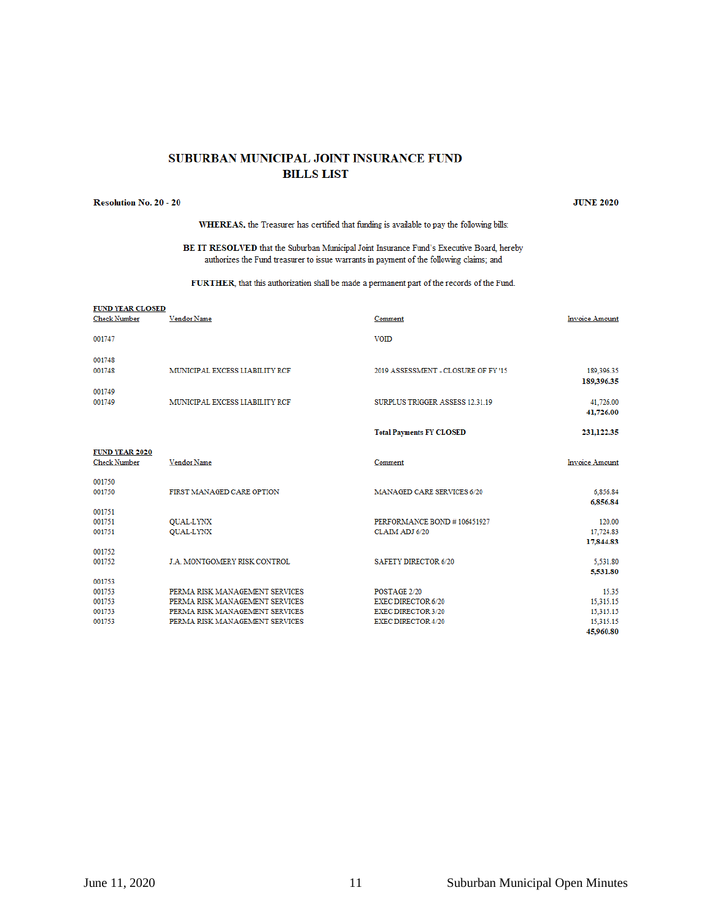# SUBURBAN MUNICIPAL JOINT INSURANCE FUND
## BILLS LIST

**Resolution No. 20 - 20** **JUNE 2020**

**WHEREAS**, the Treasurer has certified that funding is available to pay the following bills:

**BE IT RESOLVED** that the Suburban Municipal Joint Insurance Fund's Executive Board, hereby authorizes the Fund treasurer to issue warrants in payment of the following claims; and

**FURTHER**, that this authorization shall be made a permanent part of the records of the Fund.

**FUND YEAR CLOSED**

| Check Number | Vendor Name | Comment | Invoice Amount |
|---|---|---|---|
| 001747 | | VOID | |
| 001748 | | | |
| 001748 | MUNICIPAL EXCESS LIABILITY RCF | 2019 ASSESSMENT - CLOSURE OF FY '15 | 189,396.35 |
| | | | **189,396.35** |
| 001749 | | | |
| 001749 | MUNICIPAL EXCESS LIABILITY RCF | SURPLUS TRIGGER ASSESS 12.31.19 | 41,726.00 |
| | | | **41,726.00** |
| | | **Total Payments FY CLOSED** | **231,122.35** |

**FUND YEAR 2020**

| Check Number | Vendor Name | Comment | Invoice Amount |
|---|---|---|---|
| 001750 | | | |
| 001750 | FIRST MANAGED CARE OPTION | MANAGED CARE SERVICES 6/20 | 6,856.84 |
| | | | **6,856.84** |
| 001751 | | | |
| 001751 | QUAL-LYNX | PERFORMANCE BOND # 106451927 | 120.00 |
| 001751 | QUAL-LYNX | CLAIM ADJ 6/20 | 17,724.83 |
| | | | **17,844.83** |
| 001752 | | | |
| 001752 | J.A. MONTGOMERY RISK CONTROL | SAFETY DIRECTOR 6/20 | 5,531.80 |
| | | | **5,531.80** |
| 001753 | | | |
| 001753 | PERMA RISK MANAGEMENT SERVICES | POSTAGE 2/20 | 15.35 |
| 001753 | PERMA RISK MANAGEMENT SERVICES | EXEC DIRECTOR 6/20 | 15,315.15 |
| 001753 | PERMA RISK MANAGEMENT SERVICES | EXEC DIRECTOR 3/20 | 15,315.15 |
| 001753 | PERMA RISK MANAGEMENT SERVICES | EXEC DIRECTOR 4/20 | 15,315.15 |
| | | | **45,960.80** |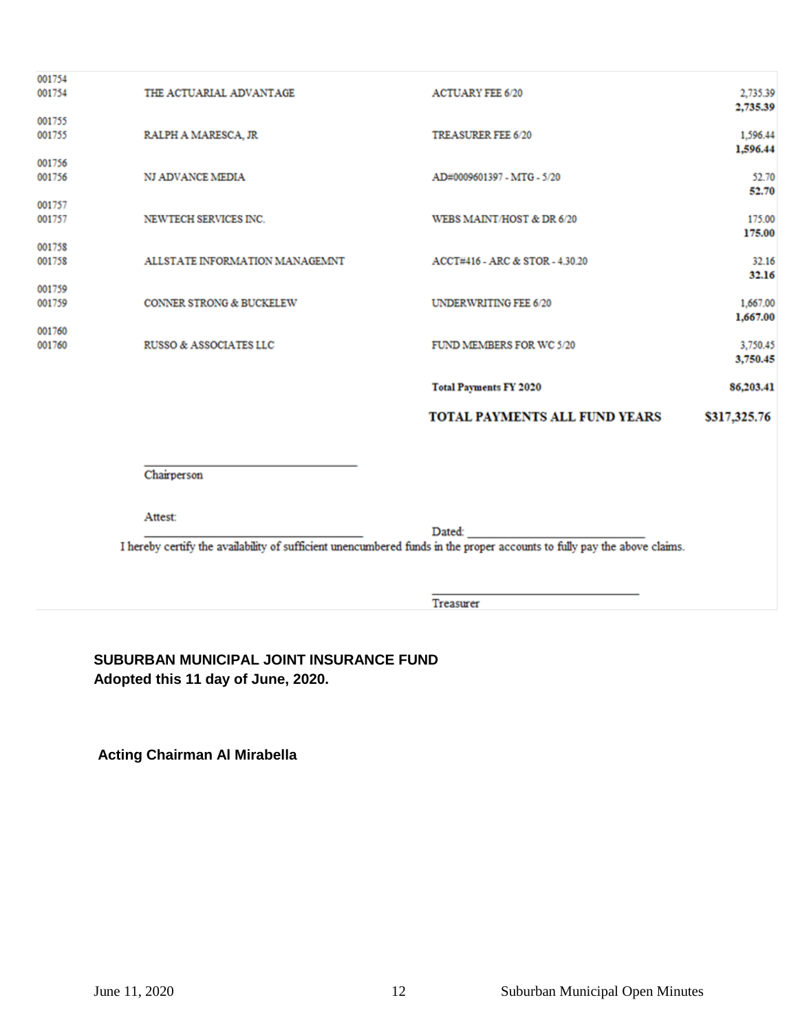| | | | |
|---|---|---|---|
| 001754 | | | |
| 001754 | THE ACTUARIAL ADVANTAGE | ACTUARY FEE 6/20 | 2,735.39 |
| | | | **2,735.39** |
| 001755 | | | |
| 001755 | RALPH A MARESCA, JR | TREASURER FEE 6/20 | 1,596.44 |
| | | | **1,596.44** |
| 001756 | | | |
| 001756 | NJ ADVANCE MEDIA | AD#0009601397 - MTG - 5/20 | 52.70 |
| | | | **52.70** |
| 001757 | | | |
| 001757 | NEWTECH SERVICES INC. | WEBS MAINT/HOST & DR 6/20 | 175.00 |
| | | | **175.00** |
| 001758 | | | |
| 001758 | ALLSTATE INFORMATION MANAGEMNT | ACCT#416 - ARC & STOR - 4.30.20 | 32.16 |
| | | | **32.16** |
| 001759 | | | |
| 001759 | CONNER STRONG & BUCKELEW | UNDERWRITING FEE 6/20 | 1,667.00 |
| | | | **1,667.00** |
| 001760 | | | |
| 001760 | RUSSO & ASSOCIATES LLC | FUND MEMBERS FOR WC 5/20 | 3,750.45 |
| | | | **3,750.45** |
| | | **Total Payments FY 2020** | **86,203.41** |
| | | **TOTAL PAYMENTS ALL FUND YEARS** | **$317,325.76** |

_______________________________
Chairperson

Attest:

_______________________________ Dated: _________________________

I hereby certify the availability of sufficient unencumbered funds in the proper accounts to fully pay the above claims.

_______________________________
Treasurer

**SUBURBAN MUNICIPAL JOINT INSURANCE FUND**
**Adopted this 11 day of June, 2020.**

**Acting Chairman Al Mirabella**